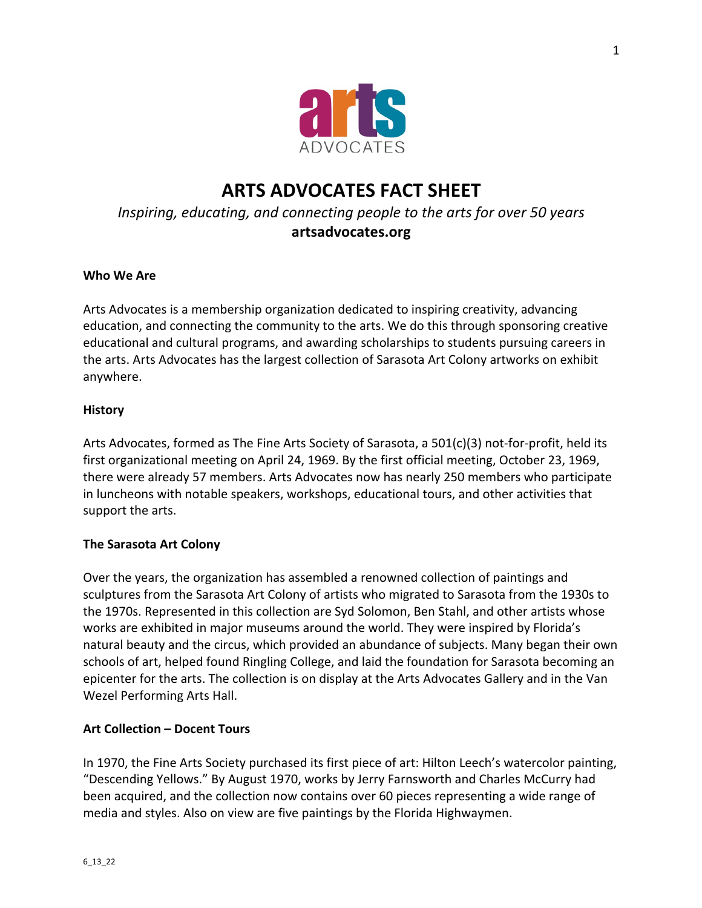# ARTS ADVOCATES FACT SHEET

*Inspiring, educating, and connecting people to the arts for over 50 years*

**artsadvocates.org**

### Who We Are

Arts Advocates is a membership organization dedicated to inspiring creativity, advancing education, and connecting the community to the arts. We do this through sponsoring creative educational and cultural programs, and awarding scholarships to students pursuing careers in the arts. Arts Advocates has the largest collection of Sarasota Art Colony artworks on exhibit anywhere.

### History

Arts Advocates, formed as The Fine Arts Society of Sarasota, a 501(c)(3) not-for-profit, held its first organizational meeting on April 24, 1969. By the first official meeting, October 23, 1969, there were already 57 members. Arts Advocates now has nearly 250 members who participate in luncheons with notable speakers, workshops, educational tours, and other activities that support the arts.

### The Sarasota Art Colony

Over the years, the organization has assembled a renowned collection of paintings and sculptures from the Sarasota Art Colony of artists who migrated to Sarasota from the 1930s to the 1970s. Represented in this collection are Syd Solomon, Ben Stahl, and other artists whose works are exhibited in major museums around the world. They were inspired by Florida's natural beauty and the circus, which provided an abundance of subjects. Many began their own schools of art, helped found Ringling College, and laid the foundation for Sarasota becoming an epicenter for the arts. The collection is on display at the Arts Advocates Gallery and in the Van Wezel Performing Arts Hall.

### Art Collection – Docent Tours

In 1970, the Fine Arts Society purchased its first piece of art: Hilton Leech's watercolor painting, "Descending Yellows." By August 1970, works by Jerry Farnsworth and Charles McCurry had been acquired, and the collection now contains over 60 pieces representing a wide range of media and styles. Also on view are five paintings by the Florida Highwaymen.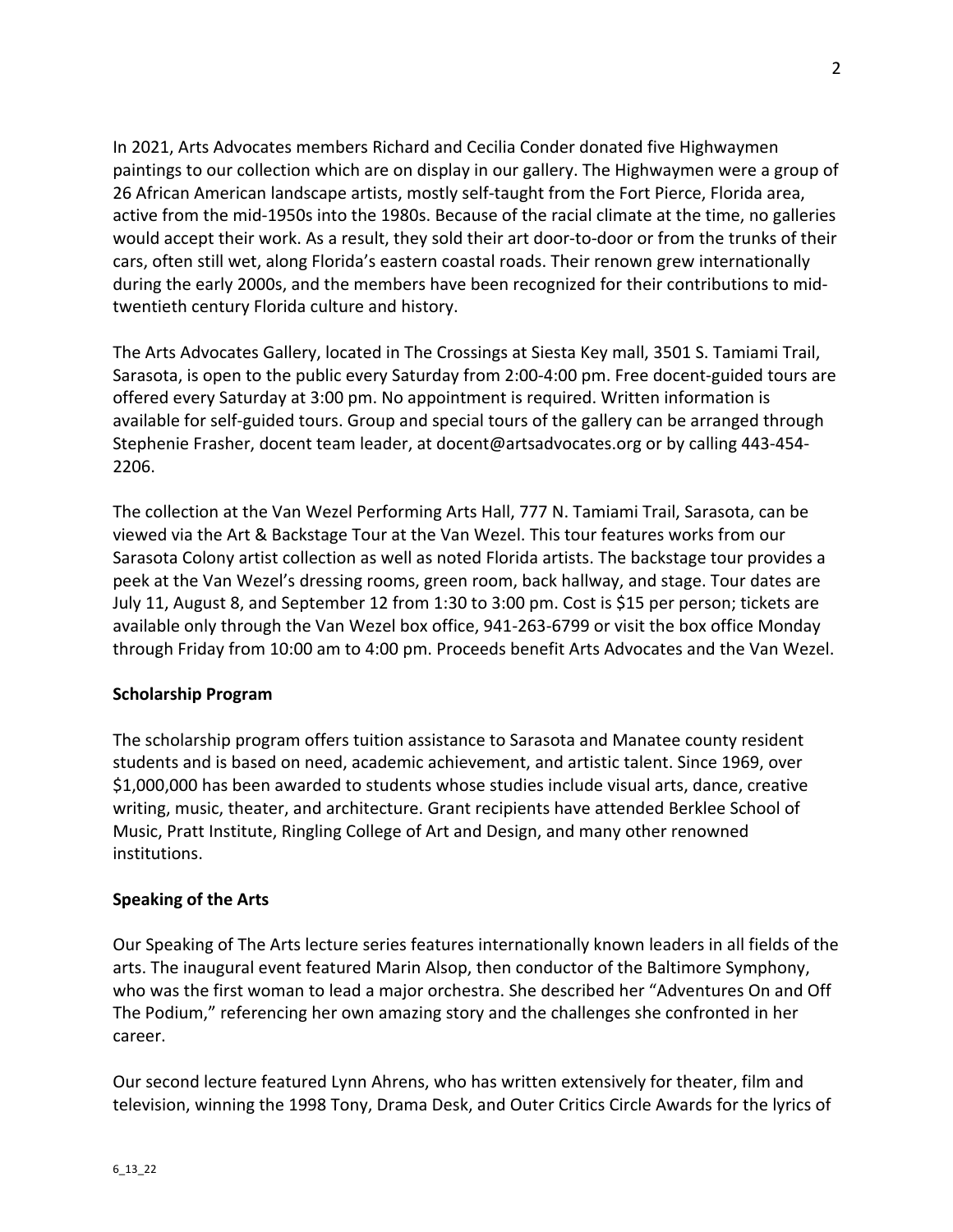In 2021, Arts Advocates members Richard and Cecilia Conder donated five Highwaymen paintings to our collection which are on display in our gallery. The Highwaymen were a group of 26 African American landscape artists, mostly self-taught from the Fort Pierce, Florida area, active from the mid-1950s into the 1980s. Because of the racial climate at the time, no galleries would accept their work. As a result, they sold their art door-to-door or from the trunks of their cars, often still wet, along Florida's eastern coastal roads. Their renown grew internationally during the early 2000s, and the members have been recognized for their contributions to mid-twentieth century Florida culture and history.

The Arts Advocates Gallery, located in The Crossings at Siesta Key mall, 3501 S. Tamiami Trail, Sarasota, is open to the public every Saturday from 2:00-4:00 pm. Free docent-guided tours are offered every Saturday at 3:00 pm. No appointment is required. Written information is available for self-guided tours. Group and special tours of the gallery can be arranged through Stephenie Frasher, docent team leader, at docent@artsadvocates.org or by calling 443-454-2206.

The collection at the Van Wezel Performing Arts Hall, 777 N. Tamiami Trail, Sarasota, can be viewed via the Art & Backstage Tour at the Van Wezel. This tour features works from our Sarasota Colony artist collection as well as noted Florida artists. The backstage tour provides a peek at the Van Wezel's dressing rooms, green room, back hallway, and stage. Tour dates are July 11, August 8, and September 12 from 1:30 to 3:00 pm. Cost is $15 per person; tickets are available only through the Van Wezel box office, 941-263-6799 or visit the box office Monday through Friday from 10:00 am to 4:00 pm. Proceeds benefit Arts Advocates and the Van Wezel.

**Scholarship Program**

The scholarship program offers tuition assistance to Sarasota and Manatee county resident students and is based on need, academic achievement, and artistic talent. Since 1969, over $1,000,000 has been awarded to students whose studies include visual arts, dance, creative writing, music, theater, and architecture. Grant recipients have attended Berklee School of Music, Pratt Institute, Ringling College of Art and Design, and many other renowned institutions.

**Speaking of the Arts**

Our Speaking of The Arts lecture series features internationally known leaders in all fields of the arts. The inaugural event featured Marin Alsop, then conductor of the Baltimore Symphony, who was the first woman to lead a major orchestra. She described her "Adventures On and Off The Podium," referencing her own amazing story and the challenges she confronted in her career.

Our second lecture featured Lynn Ahrens, who has written extensively for theater, film and television, winning the 1998 Tony, Drama Desk, and Outer Critics Circle Awards for the lyrics of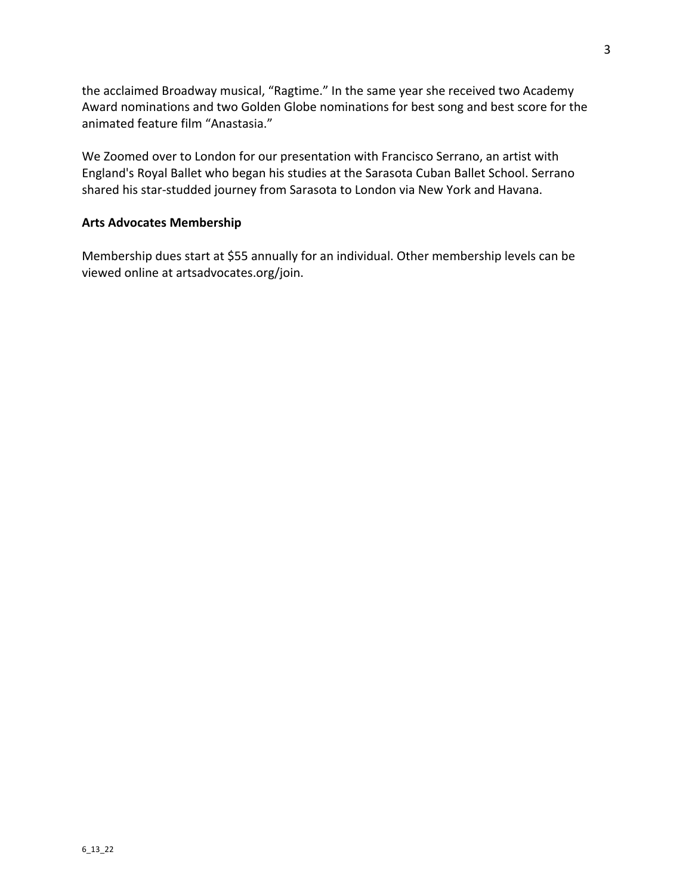the acclaimed Broadway musical, “Ragtime.” In the same year she received two Academy Award nominations and two Golden Globe nominations for best song and best score for the animated feature film “Anastasia.”

We Zoomed over to London for our presentation with Francisco Serrano, an artist with England's Royal Ballet who began his studies at the Sarasota Cuban Ballet School. Serrano shared his star-studded journey from Sarasota to London via New York and Havana.

**Arts Advocates Membership**

Membership dues start at $55 annually for an individual. Other membership levels can be viewed online at artsadvocates.org/join.